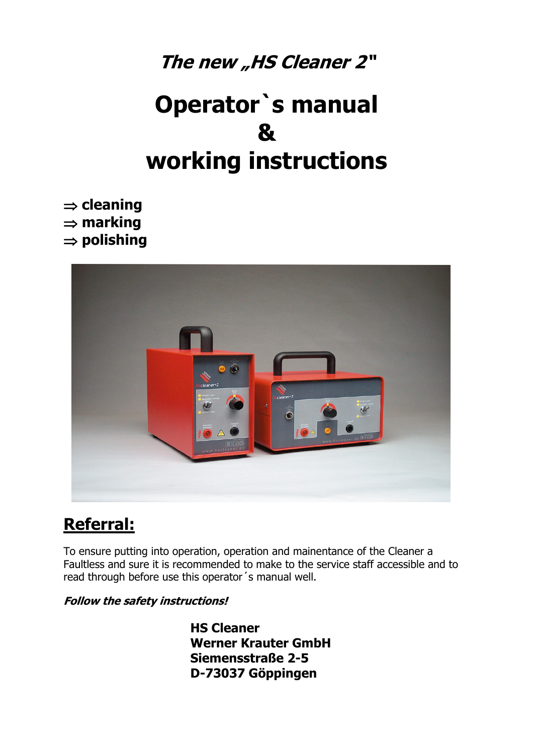***The new „HS Cleaner 2"***

# Operator`s manual
# &
# working instructions

⇒ **cleaning**
⇒ **marking**
⇒ **polishing**

## Referral:

To ensure putting into operation, operation and mainentance of the Cleaner a Faultless and sure it is recommended to make to the service staff accessible and to read through before use this operator´s manual well.

***Follow the safety instructions!***

**HS Cleaner**
**Werner Krauter GmbH**
**Siemensstraße 2-5**
**D-73037 Göppingen**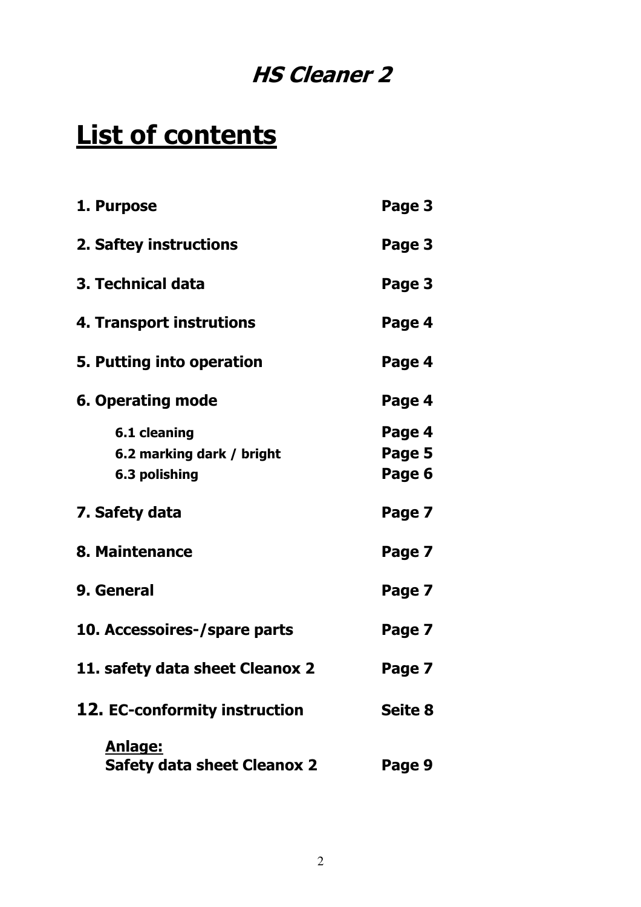## *HS Cleaner 2*

# List of contents

| | |
|---|---|
| **1. Purpose** | **Page 3** |
| **2. Saftey instructions** | **Page 3** |
| **3. Technical data** | **Page 3** |
| **4. Transport instrutions** | **Page 4** |
| **5. Putting into operation** | **Page 4** |
| **6. Operating mode** | **Page 4** |
| **6.1 cleaning** | **Page 4** |
| **6.2 marking dark / bright** | **Page 5** |
| **6.3 polishing** | **Page 6** |
| **7. Safety data** | **Page 7** |
| **8. Maintenance** | **Page 7** |
| **9. General** | **Page 7** |
| **10. Accessoires-/spare parts** | **Page 7** |
| **11. safety data sheet Cleanox 2** | **Page 7** |
| **12. EC-conformity instruction** | **Seite 8** |
| **Anlage:** Safety data sheet Cleanox 2 | **Page 9** |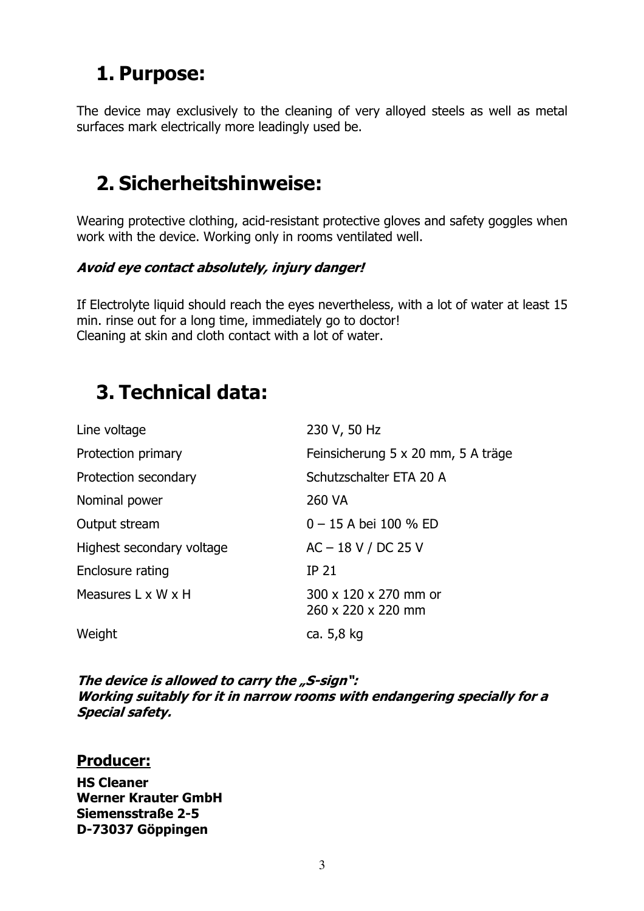# 1. Purpose:

The device may exclusively to the cleaning of very alloyed steels as well as metal surfaces mark electrically more leadingly used be.

# 2. Sicherheitshinweise:

Wearing protective clothing, acid-resistant protective gloves and safety goggles when work with the device. Working only in rooms ventilated well.

***Avoid eye contact absolutely, injury danger!***

If Electrolyte liquid should reach the eyes nevertheless, with a lot of water at least 15 min. rinse out for a long time, immediately go to doctor!
Cleaning at skin and cloth contact with a lot of water.

# 3. Technical data:

| | |
|---|---|
| Line voltage | 230 V, 50 Hz |
| Protection primary | Feinsicherung 5 x 20 mm, 5 A träge |
| Protection secondary | Schutzschalter ETA 20 A |
| Nominal power | 260 VA |
| Output stream | 0 – 15 A bei 100 % ED |
| Highest secondary voltage | AC – 18 V / DC 25 V |
| Enclosure rating | IP 21 |
| Measures L x W x H | 300 x 120 x 270 mm or 260 x 220 x 220 mm |
| Weight | ca. 5,8 kg |

***The device is allowed to carry the „S-sign":***
***Working suitably for it in narrow rooms with endangering specially for a Special safety.***

## Producer:

**HS Cleaner**
**Werner Krauter GmbH**
**Siemensstraße 2-5**
**D-73037 Göppingen**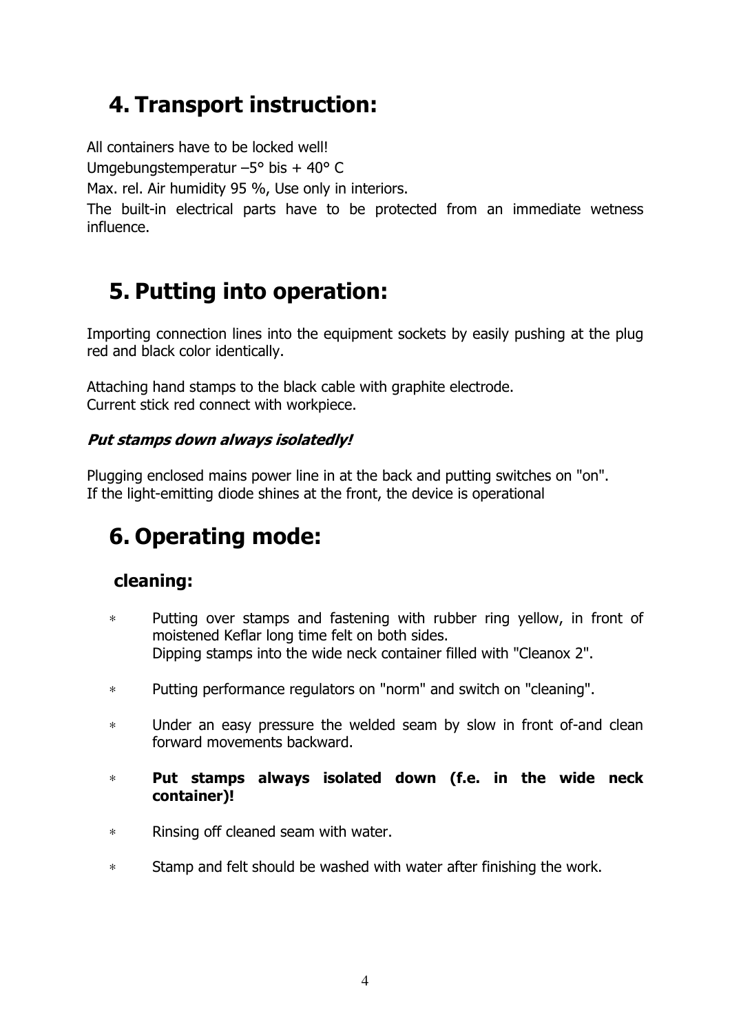# 4. Transport instruction:

All containers have to be locked well!

Umgebungstemperatur –5° bis + 40° C

Max. rel. Air humidity 95 %, Use only in interiors.

The built-in electrical parts have to be protected from an immediate wetness influence.

# 5. Putting into operation:

Importing connection lines into the equipment sockets by easily pushing at the plug red and black color identically.

Attaching hand stamps to the black cable with graphite electrode.
Current stick red connect with workpiece.

***Put stamps down always isolatedly!***

Plugging enclosed mains power line in at the back and putting switches on "on".
If the light-emitting diode shines at the front, the device is operational

# 6. Operating mode:

## cleaning:

- Putting over stamps and fastening with rubber ring yellow, in front of moistened Keflar long time felt on both sides.
  Dipping stamps into the wide neck container filled with "Cleanox 2".
- Putting performance regulators on "norm" and switch on "cleaning".
- Under an easy pressure the welded seam by slow in front of-and clean forward movements backward.
- **Put stamps always isolated down (f.e. in the wide neck container)!**
- Rinsing off cleaned seam with water.
- Stamp and felt should be washed with water after finishing the work.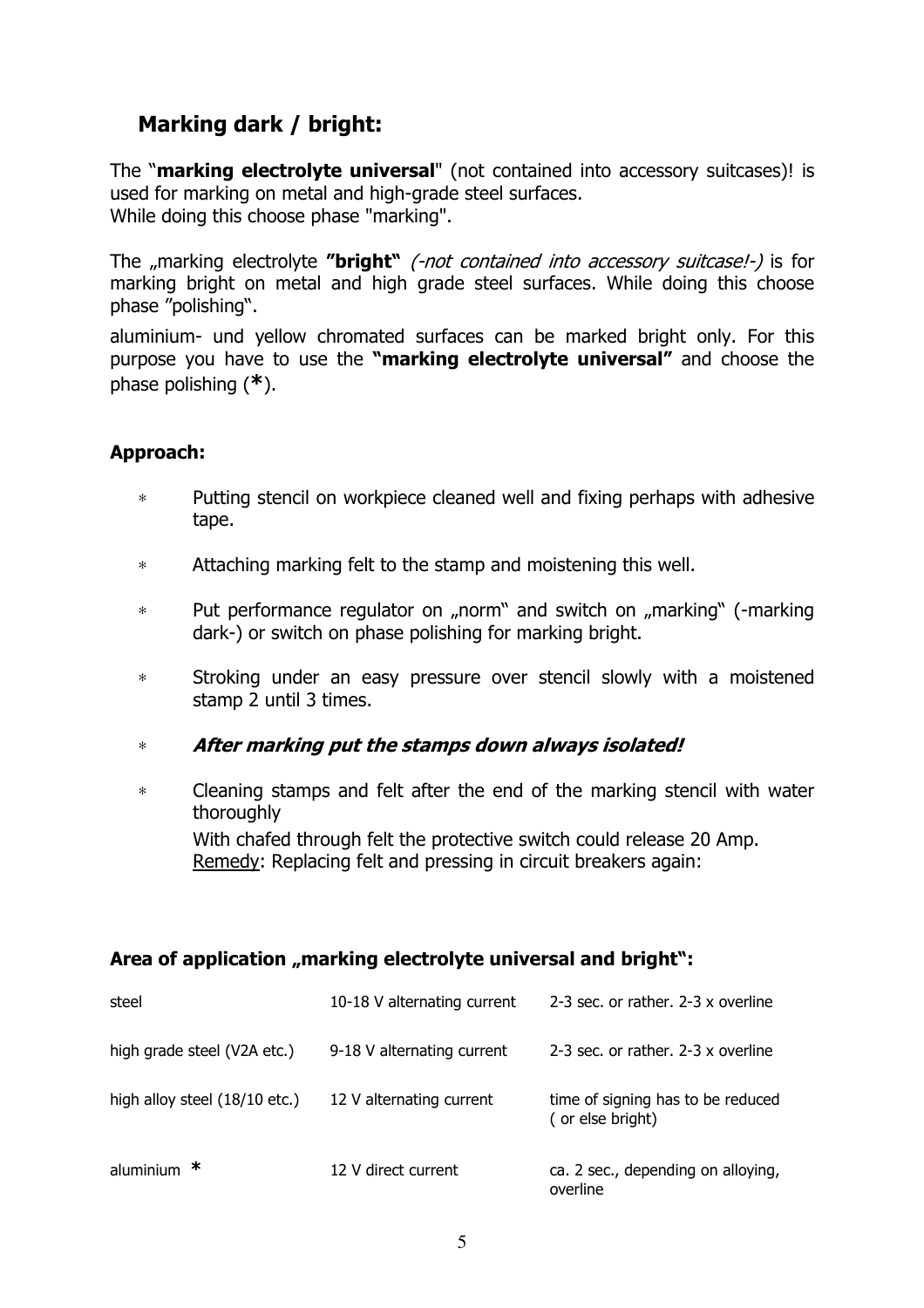## Marking dark / bright:

The "**marking electrolyte universal**" (not contained into accessory suitcases)! is used for marking on metal and high-grade steel surfaces.
While doing this choose phase "marking".

The „marking electrolyte **"bright"** *(-not contained into accessory suitcase!-)* is for marking bright on metal and high grade steel surfaces. While doing this choose phase "polishing".

aluminium- und yellow chromated surfaces can be marked bright only. For this purpose you have to use the **"marking electrolyte universal"** and choose the phase polishing (**\***).

### Approach:

- Putting stencil on workpiece cleaned well and fixing perhaps with adhesive tape.
- Attaching marking felt to the stamp and moistening this well.
- Put performance regulator on „norm" and switch on „marking" (-marking dark-) or switch on phase polishing for marking bright.
- Stroking under an easy pressure over stencil slowly with a moistened stamp 2 until 3 times.
- ***After marking put the stamps down always isolated!***
- Cleaning stamps and felt after the end of the marking stencil with water thoroughly

  With chafed through felt the protective switch could release 20 Amp.
  Remedy: Replacing felt and pressing in circuit breakers again:

### Area of application „marking electrolyte universal and bright":

| | | |
|---|---|---|
| steel | 10-18 V alternating current | 2-3 sec. or rather. 2-3 x overline |
| high grade steel (V2A etc.) | 9-18 V alternating current | 2-3 sec. or rather. 2-3 x overline |
| high alloy steel (18/10 etc.) | 12 V alternating current | time of signing has to be reduced ( or else bright) |
| aluminium **\*** | 12 V direct current | ca. 2 sec., depending on alloying, overline |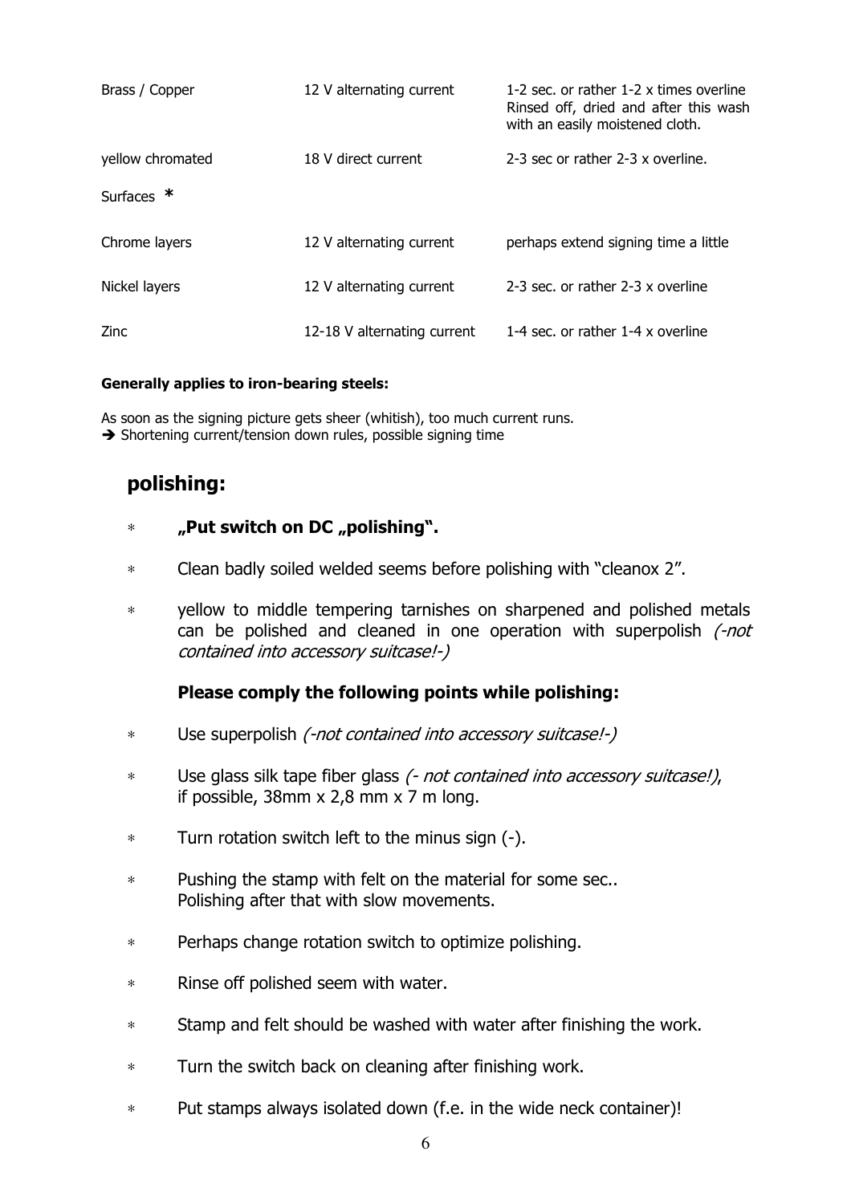| | | |
|---|---|---|
| Brass / Copper | 12 V alternating current | 1-2 sec. or rather 1-2 x times overline Rinsed off, dried and after this wash with an easily moistened cloth. |
| yellow chromated | 18 V direct current | 2-3 sec or rather 2-3 x overline. |
| Surfaces * | | |
| Chrome layers | 12 V alternating current | perhaps extend signing time a little |
| Nickel layers | 12 V alternating current | 2-3 sec. or rather 2-3 x overline |
| Zinc | 12-18 V alternating current | 1-4 sec. or rather 1-4 x overline |

**Generally applies to iron-bearing steels:**

As soon as the signing picture gets sheer (whitish), too much current runs.
➔ Shortening current/tension down rules, possible signing time

## polishing:

- **„Put switch on DC „polishing".**
- Clean badly soiled welded seems before polishing with "cleanox 2".
- yellow to middle tempering tarnishes on sharpened and polished metals can be polished and cleaned in one operation with superpolish *(-not contained into accessory suitcase!-)*

**Please comply the following points while polishing:**

- Use superpolish *(-not contained into accessory suitcase!-)*
- Use glass silk tape fiber glass *(- not contained into accessory suitcase!)*, if possible, 38mm x 2,8 mm x 7 m long.
- Turn rotation switch left to the minus sign (-).
- Pushing the stamp with felt on the material for some sec.. Polishing after that with slow movements.
- Perhaps change rotation switch to optimize polishing.
- Rinse off polished seem with water.
- Stamp and felt should be washed with water after finishing the work.
- Turn the switch back on cleaning after finishing work.
- Put stamps always isolated down (f.e. in the wide neck container)!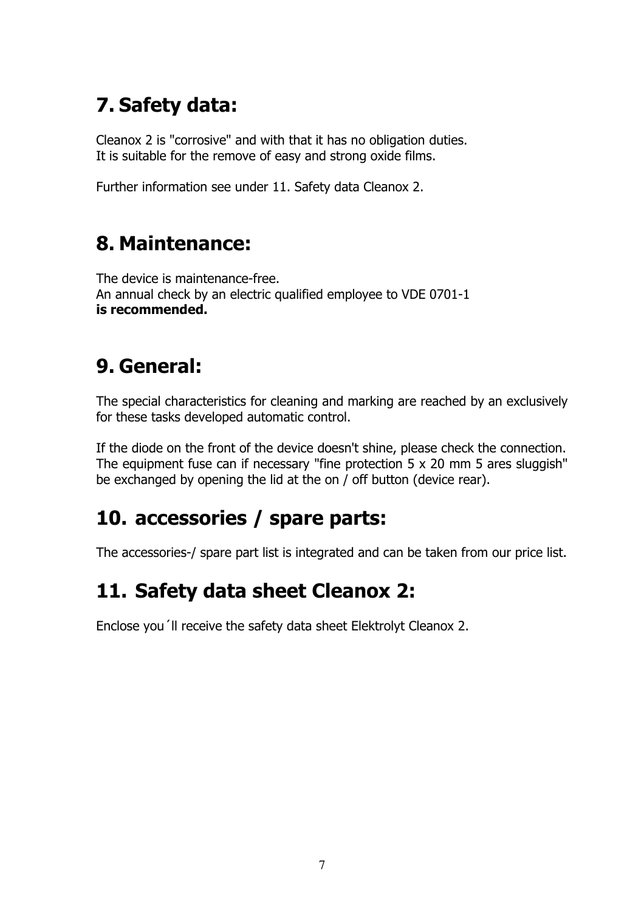# 7. Safety data:

Cleanox 2 is "corrosive" and with that it has no obligation duties.
It is suitable for the remove of easy and strong oxide films.

Further information see under 11. Safety data Cleanox 2.

# 8. Maintenance:

The device is maintenance-free.
An annual check by an electric qualified employee to VDE 0701-1
**is recommended.**

# 9. General:

The special characteristics for cleaning and marking are reached by an exclusively for these tasks developed automatic control.

If the diode on the front of the device doesn't shine, please check the connection. The equipment fuse can if necessary "fine protection 5 x 20 mm 5 ares sluggish" be exchanged by opening the lid at the on / off button (device rear).

# 10. accessories / spare parts:

The accessories-/ spare part list is integrated and can be taken from our price list.

# 11. Safety data sheet Cleanox 2:

Enclose you´ll receive the safety data sheet Elektrolyt Cleanox 2.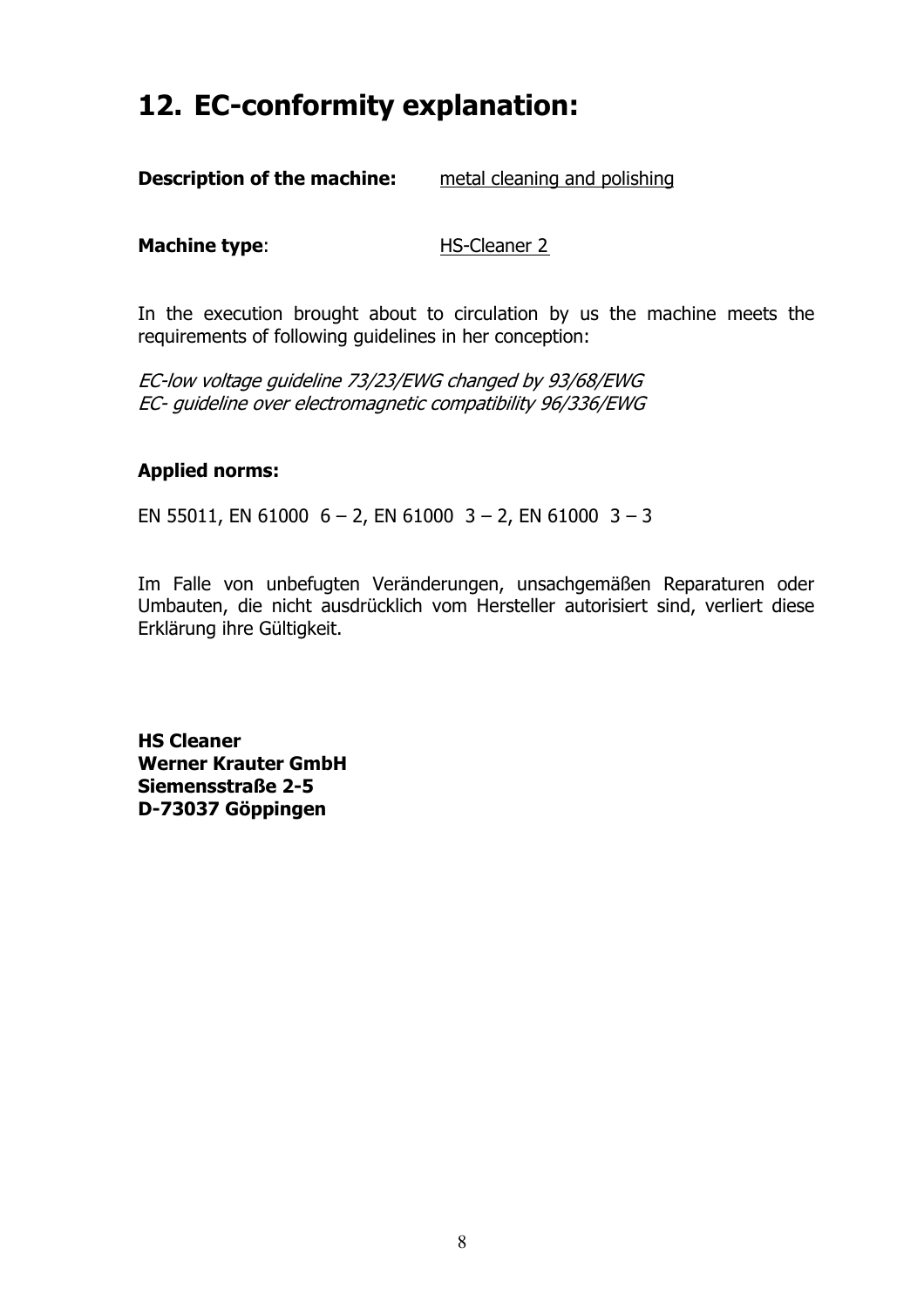## 12. EC-conformity explanation:

**Description of the machine:** metal cleaning and polishing

**Machine type**: HS-Cleaner 2

In the execution brought about to circulation by us the machine meets the requirements of following guidelines in her conception:

*EC-low voltage guideline 73/23/EWG changed by 93/68/EWG*
*EC- guideline over electromagnetic compatibility 96/336/EWG*

**Applied norms:**

EN 55011, EN 61000 6 – 2, EN 61000 3 – 2, EN 61000 3 – 3

Im Falle von unbefugten Veränderungen, unsachgemäßen Reparaturen oder Umbauten, die nicht ausdrücklich vom Hersteller autorisiert sind, verliert diese Erklärung ihre Gültigkeit.

**HS Cleaner**
**Werner Krauter GmbH**
**Siemensstraße 2-5**
**D-73037 Göppingen**